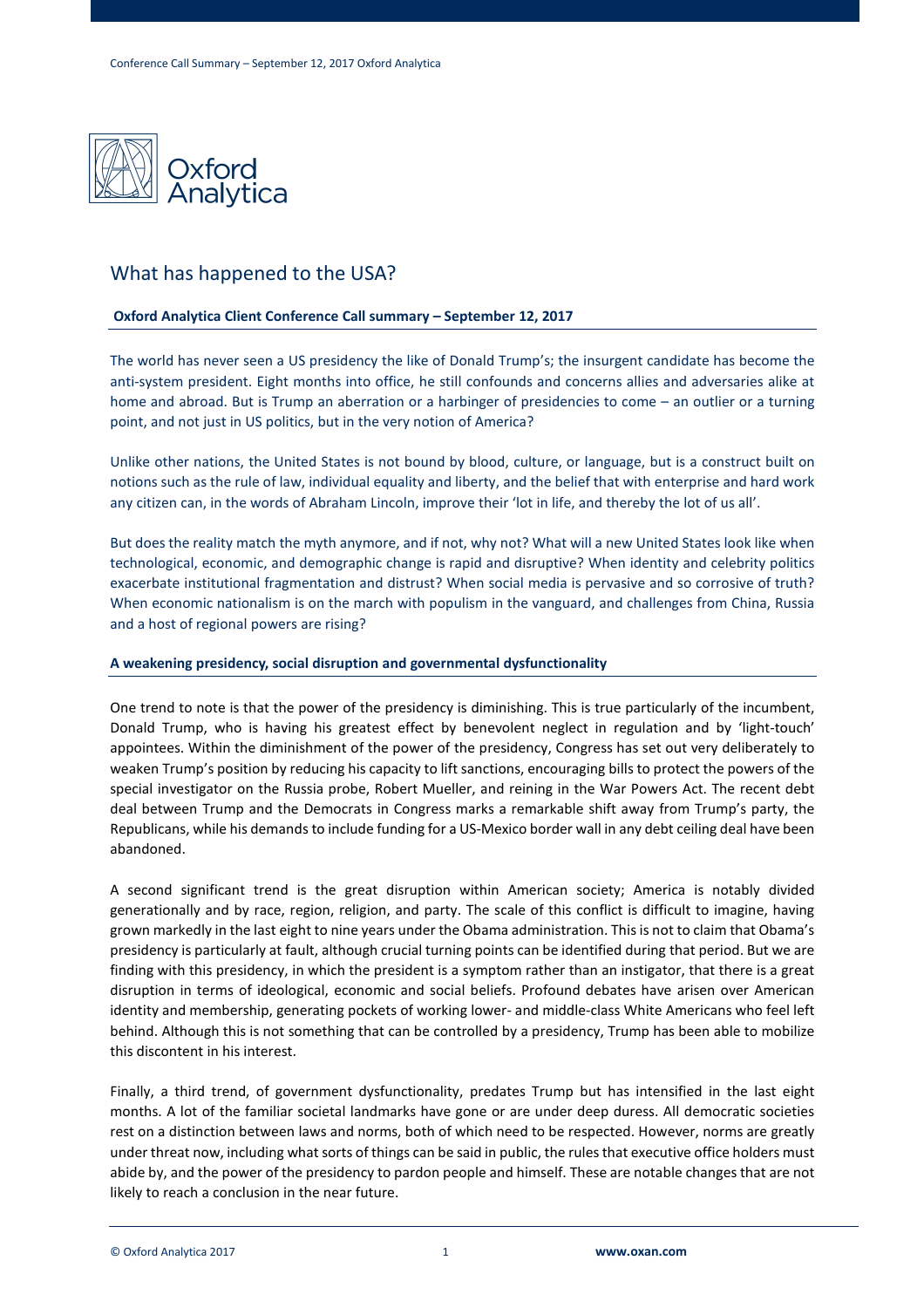# What has happened to the USA?

**Oxford Analytica Client Conference Call summary – September 12, 2017**

The world has never seen a US presidency the like of Donald Trump's; the insurgent candidate has become the anti-system president. Eight months into office, he still confounds and concerns allies and adversaries alike at home and abroad. But is Trump an aberration or a harbinger of presidencies to come – an outlier or a turning point, and not just in US politics, but in the very notion of America?

Unlike other nations, the United States is not bound by blood, culture, or language, but is a construct built on notions such as the rule of law, individual equality and liberty, and the belief that with enterprise and hard work any citizen can, in the words of Abraham Lincoln, improve their 'lot in life, and thereby the lot of us all'.

But does the reality match the myth anymore, and if not, why not? What will a new United States look like when technological, economic, and demographic change is rapid and disruptive? When identity and celebrity politics exacerbate institutional fragmentation and distrust? When social media is pervasive and so corrosive of truth? When economic nationalism is on the march with populism in the vanguard, and challenges from China, Russia and a host of regional powers are rising?

## A weakening presidency, social disruption and governmental dysfunctionality

One trend to note is that the power of the presidency is diminishing. This is true particularly of the incumbent, Donald Trump, who is having his greatest effect by benevolent neglect in regulation and by 'light-touch' appointees. Within the diminishment of the power of the presidency, Congress has set out very deliberately to weaken Trump's position by reducing his capacity to lift sanctions, encouraging bills to protect the powers of the special investigator on the Russia probe, Robert Mueller, and reining in the War Powers Act. The recent debt deal between Trump and the Democrats in Congress marks a remarkable shift away from Trump's party, the Republicans, while his demands to include funding for a US-Mexico border wall in any debt ceiling deal have been abandoned.

A second significant trend is the great disruption within American society; America is notably divided generationally and by race, region, religion, and party. The scale of this conflict is difficult to imagine, having grown markedly in the last eight to nine years under the Obama administration. This is not to claim that Obama's presidency is particularly at fault, although crucial turning points can be identified during that period. But we are finding with this presidency, in which the president is a symptom rather than an instigator, that there is a great disruption in terms of ideological, economic and social beliefs. Profound debates have arisen over American identity and membership, generating pockets of working lower- and middle-class White Americans who feel left behind. Although this is not something that can be controlled by a presidency, Trump has been able to mobilize this discontent in his interest.

Finally, a third trend, of government dysfunctionality, predates Trump but has intensified in the last eight months. A lot of the familiar societal landmarks have gone or are under deep duress. All democratic societies rest on a distinction between laws and norms, both of which need to be respected. However, norms are greatly under threat now, including what sorts of things can be said in public, the rules that executive office holders must abide by, and the power of the presidency to pardon people and himself. These are notable changes that are not likely to reach a conclusion in the near future.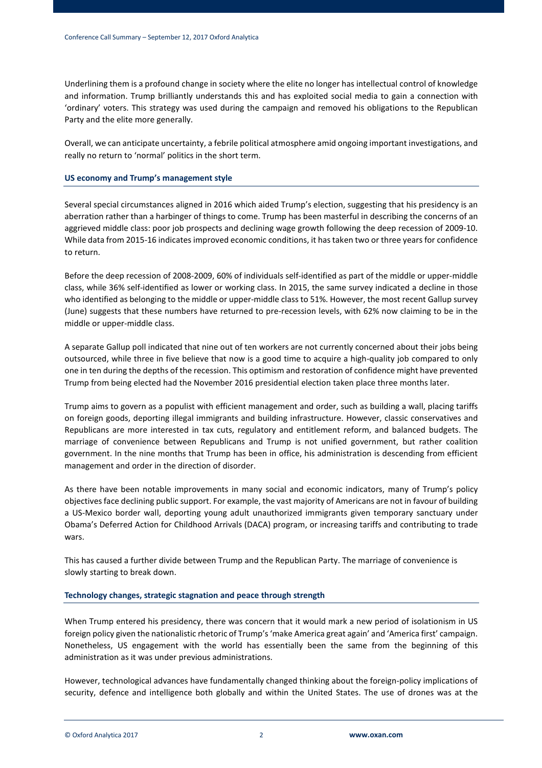Underlining them is a profound change in society where the elite no longer has intellectual control of knowledge and information. Trump brilliantly understands this and has exploited social media to gain a connection with 'ordinary' voters. This strategy was used during the campaign and removed his obligations to the Republican Party and the elite more generally.

Overall, we can anticipate uncertainty, a febrile political atmosphere amid ongoing important investigations, and really no return to 'normal' politics in the short term.

### US economy and Trump's management style

Several special circumstances aligned in 2016 which aided Trump's election, suggesting that his presidency is an aberration rather than a harbinger of things to come. Trump has been masterful in describing the concerns of an aggrieved middle class: poor job prospects and declining wage growth following the deep recession of 2009-10. While data from 2015-16 indicates improved economic conditions, it has taken two or three years for confidence to return.

Before the deep recession of 2008-2009, 60% of individuals self-identified as part of the middle or upper-middle class, while 36% self-identified as lower or working class. In 2015, the same survey indicated a decline in those who identified as belonging to the middle or upper-middle class to 51%. However, the most recent Gallup survey (June) suggests that these numbers have returned to pre-recession levels, with 62% now claiming to be in the middle or upper-middle class.

A separate Gallup poll indicated that nine out of ten workers are not currently concerned about their jobs being outsourced, while three in five believe that now is a good time to acquire a high-quality job compared to only one in ten during the depths of the recession. This optimism and restoration of confidence might have prevented Trump from being elected had the November 2016 presidential election taken place three months later.

Trump aims to govern as a populist with efficient management and order, such as building a wall, placing tariffs on foreign goods, deporting illegal immigrants and building infrastructure. However, classic conservatives and Republicans are more interested in tax cuts, regulatory and entitlement reform, and balanced budgets. The marriage of convenience between Republicans and Trump is not unified government, but rather coalition government. In the nine months that Trump has been in office, his administration is descending from efficient management and order in the direction of disorder.

As there have been notable improvements in many social and economic indicators, many of Trump's policy objectives face declining public support. For example, the vast majority of Americans are not in favour of building a US-Mexico border wall, deporting young adult unauthorized immigrants given temporary sanctuary under Obama's Deferred Action for Childhood Arrivals (DACA) program, or increasing tariffs and contributing to trade wars.

This has caused a further divide between Trump and the Republican Party. The marriage of convenience is slowly starting to break down.

### Technology changes, strategic stagnation and peace through strength

When Trump entered his presidency, there was concern that it would mark a new period of isolationism in US foreign policy given the nationalistic rhetoric of Trump's 'make America great again' and 'America first' campaign. Nonetheless, US engagement with the world has essentially been the same from the beginning of this administration as it was under previous administrations.

However, technological advances have fundamentally changed thinking about the foreign-policy implications of security, defence and intelligence both globally and within the United States. The use of drones was at the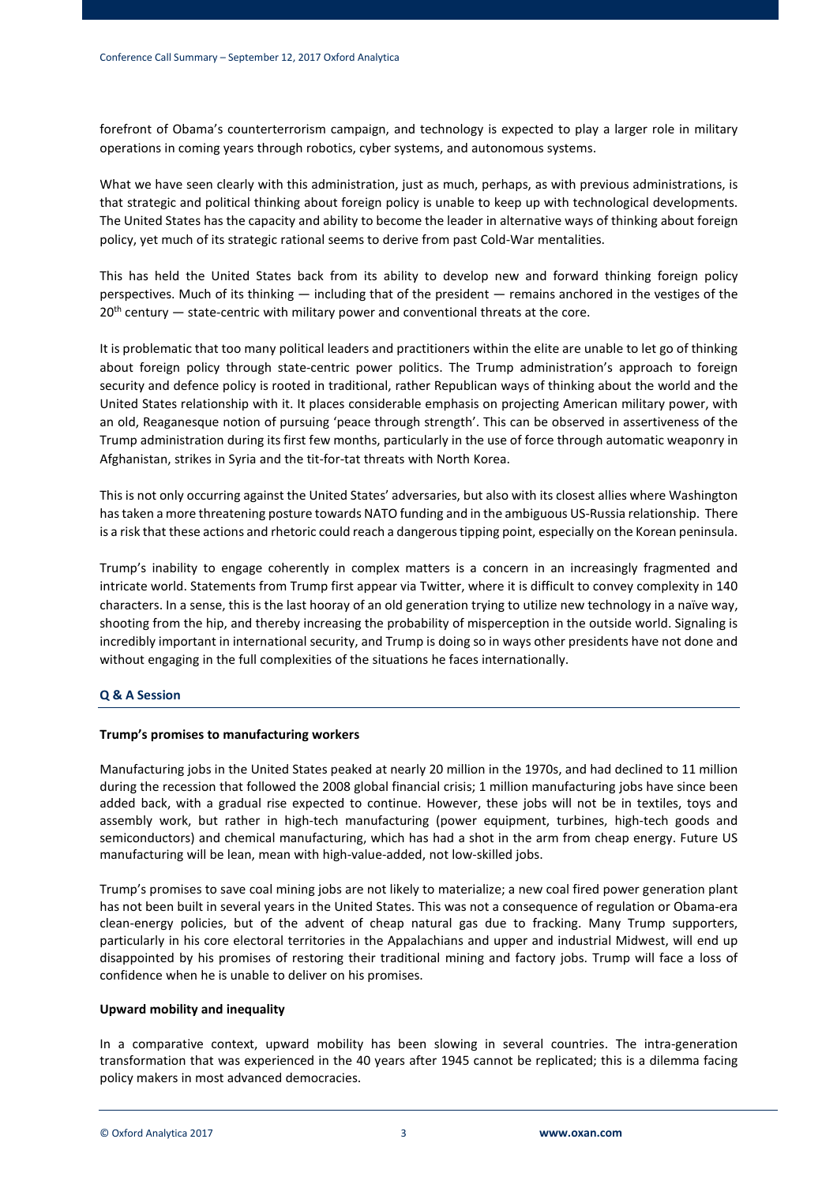forefront of Obama's counterterrorism campaign, and technology is expected to play a larger role in military operations in coming years through robotics, cyber systems, and autonomous systems.

What we have seen clearly with this administration, just as much, perhaps, as with previous administrations, is that strategic and political thinking about foreign policy is unable to keep up with technological developments. The United States has the capacity and ability to become the leader in alternative ways of thinking about foreign policy, yet much of its strategic rational seems to derive from past Cold-War mentalities.

This has held the United States back from its ability to develop new and forward thinking foreign policy perspectives. Much of its thinking — including that of the president — remains anchored in the vestiges of the 20th century — state-centric with military power and conventional threats at the core.

It is problematic that too many political leaders and practitioners within the elite are unable to let go of thinking about foreign policy through state-centric power politics. The Trump administration's approach to foreign security and defence policy is rooted in traditional, rather Republican ways of thinking about the world and the United States relationship with it. It places considerable emphasis on projecting American military power, with an old, Reaganesque notion of pursuing 'peace through strength'. This can be observed in assertiveness of the Trump administration during its first few months, particularly in the use of force through automatic weaponry in Afghanistan, strikes in Syria and the tit-for-tat threats with North Korea.

This is not only occurring against the United States' adversaries, but also with its closest allies where Washington has taken a more threatening posture towards NATO funding and in the ambiguous US-Russia relationship. There is a risk that these actions and rhetoric could reach a dangerous tipping point, especially on the Korean peninsula.

Trump's inability to engage coherently in complex matters is a concern in an increasingly fragmented and intricate world. Statements from Trump first appear via Twitter, where it is difficult to convey complexity in 140 characters. In a sense, this is the last hooray of an old generation trying to utilize new technology in a naïve way, shooting from the hip, and thereby increasing the probability of misperception in the outside world. Signaling is incredibly important in international security, and Trump is doing so in ways other presidents have not done and without engaging in the full complexities of the situations he faces internationally.

## Q & A Session

### Trump's promises to manufacturing workers

Manufacturing jobs in the United States peaked at nearly 20 million in the 1970s, and had declined to 11 million during the recession that followed the 2008 global financial crisis; 1 million manufacturing jobs have since been added back, with a gradual rise expected to continue. However, these jobs will not be in textiles, toys and assembly work, but rather in high-tech manufacturing (power equipment, turbines, high-tech goods and semiconductors) and chemical manufacturing, which has had a shot in the arm from cheap energy. Future US manufacturing will be lean, mean with high-value-added, not low-skilled jobs.

Trump's promises to save coal mining jobs are not likely to materialize; a new coal fired power generation plant has not been built in several years in the United States. This was not a consequence of regulation or Obama-era clean-energy policies, but of the advent of cheap natural gas due to fracking. Many Trump supporters, particularly in his core electoral territories in the Appalachians and upper and industrial Midwest, will end up disappointed by his promises of restoring their traditional mining and factory jobs. Trump will face a loss of confidence when he is unable to deliver on his promises.

### Upward mobility and inequality

In a comparative context, upward mobility has been slowing in several countries. The intra-generation transformation that was experienced in the 40 years after 1945 cannot be replicated; this is a dilemma facing policy makers in most advanced democracies.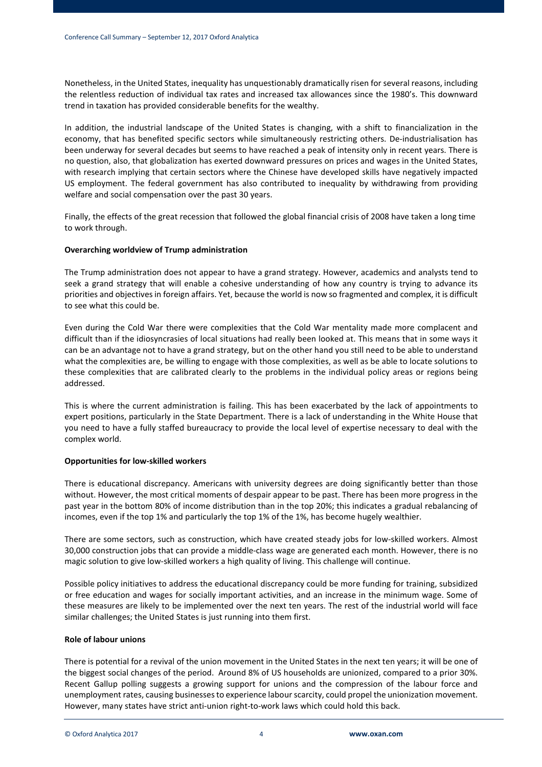Nonetheless, in the United States, inequality has unquestionably dramatically risen for several reasons, including the relentless reduction of individual tax rates and increased tax allowances since the 1980's. This downward trend in taxation has provided considerable benefits for the wealthy.

In addition, the industrial landscape of the United States is changing, with a shift to financialization in the economy, that has benefited specific sectors while simultaneously restricting others. De-industrialisation has been underway for several decades but seems to have reached a peak of intensity only in recent years. There is no question, also, that globalization has exerted downward pressures on prices and wages in the United States, with research implying that certain sectors where the Chinese have developed skills have negatively impacted US employment. The federal government has also contributed to inequality by withdrawing from providing welfare and social compensation over the past 30 years.

Finally, the effects of the great recession that followed the global financial crisis of 2008 have taken a long time to work through.

**Overarching worldview of Trump administration**

The Trump administration does not appear to have a grand strategy. However, academics and analysts tend to seek a grand strategy that will enable a cohesive understanding of how any country is trying to advance its priorities and objectives in foreign affairs. Yet, because the world is now so fragmented and complex, it is difficult to see what this could be.

Even during the Cold War there were complexities that the Cold War mentality made more complacent and difficult than if the idiosyncrasies of local situations had really been looked at. This means that in some ways it can be an advantage not to have a grand strategy, but on the other hand you still need to be able to understand what the complexities are, be willing to engage with those complexities, as well as be able to locate solutions to these complexities that are calibrated clearly to the problems in the individual policy areas or regions being addressed.

This is where the current administration is failing. This has been exacerbated by the lack of appointments to expert positions, particularly in the State Department. There is a lack of understanding in the White House that you need to have a fully staffed bureaucracy to provide the local level of expertise necessary to deal with the complex world.

**Opportunities for low-skilled workers**

There is educational discrepancy. Americans with university degrees are doing significantly better than those without. However, the most critical moments of despair appear to be past. There has been more progress in the past year in the bottom 80% of income distribution than in the top 20%; this indicates a gradual rebalancing of incomes, even if the top 1% and particularly the top 1% of the 1%, has become hugely wealthier.

There are some sectors, such as construction, which have created steady jobs for low-skilled workers. Almost 30,000 construction jobs that can provide a middle-class wage are generated each month. However, there is no magic solution to give low-skilled workers a high quality of living. This challenge will continue.

Possible policy initiatives to address the educational discrepancy could be more funding for training, subsidized or free education and wages for socially important activities, and an increase in the minimum wage. Some of these measures are likely to be implemented over the next ten years. The rest of the industrial world will face similar challenges; the United States is just running into them first.

**Role of labour unions**

There is potential for a revival of the union movement in the United States in the next ten years; it will be one of the biggest social changes of the period. Around 8% of US households are unionized, compared to a prior 30%. Recent Gallup polling suggests a growing support for unions and the compression of the labour force and unemployment rates, causing businesses to experience labour scarcity, could propel the unionization movement. However, many states have strict anti-union right-to-work laws which could hold this back.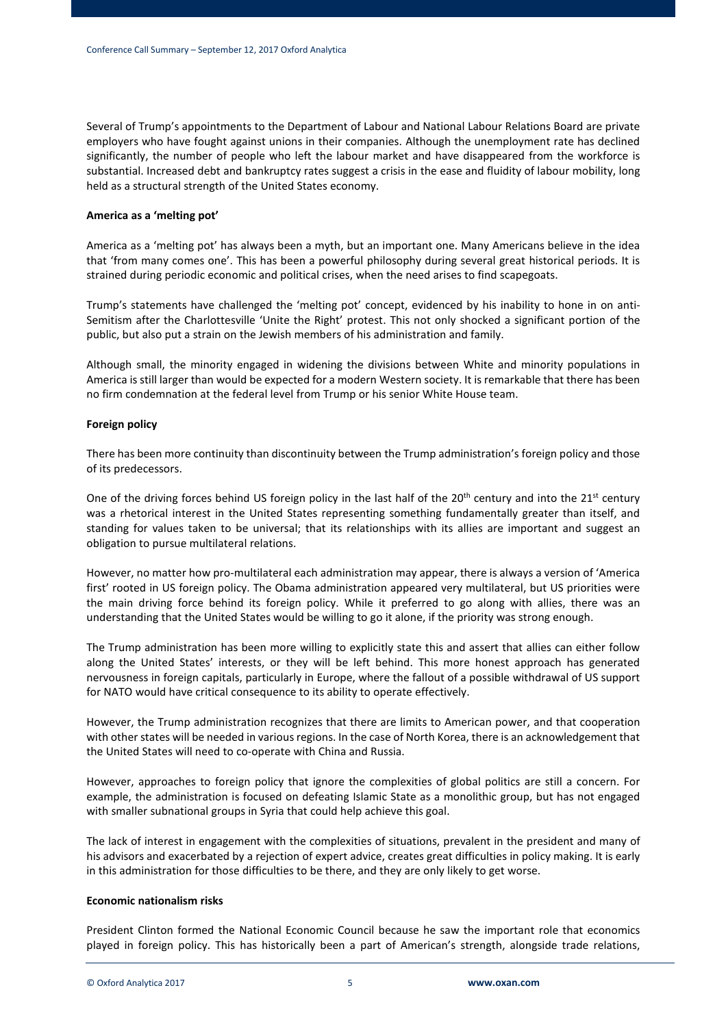Several of Trump's appointments to the Department of Labour and National Labour Relations Board are private employers who have fought against unions in their companies. Although the unemployment rate has declined significantly, the number of people who left the labour market and have disappeared from the workforce is substantial. Increased debt and bankruptcy rates suggest a crisis in the ease and fluidity of labour mobility, long held as a structural strength of the United States economy.

**America as a 'melting pot'**

America as a 'melting pot' has always been a myth, but an important one. Many Americans believe in the idea that 'from many comes one'. This has been a powerful philosophy during several great historical periods. It is strained during periodic economic and political crises, when the need arises to find scapegoats.

Trump's statements have challenged the 'melting pot' concept, evidenced by his inability to hone in on anti-Semitism after the Charlottesville 'Unite the Right' protest. This not only shocked a significant portion of the public, but also put a strain on the Jewish members of his administration and family.

Although small, the minority engaged in widening the divisions between White and minority populations in America is still larger than would be expected for a modern Western society. It is remarkable that there has been no firm condemnation at the federal level from Trump or his senior White House team.

**Foreign policy**

There has been more continuity than discontinuity between the Trump administration's foreign policy and those of its predecessors.

One of the driving forces behind US foreign policy in the last half of the 20th century and into the 21st century was a rhetorical interest in the United States representing something fundamentally greater than itself, and standing for values taken to be universal; that its relationships with its allies are important and suggest an obligation to pursue multilateral relations.

However, no matter how pro-multilateral each administration may appear, there is always a version of 'America first' rooted in US foreign policy. The Obama administration appeared very multilateral, but US priorities were the main driving force behind its foreign policy. While it preferred to go along with allies, there was an understanding that the United States would be willing to go it alone, if the priority was strong enough.

The Trump administration has been more willing to explicitly state this and assert that allies can either follow along the United States' interests, or they will be left behind. This more honest approach has generated nervousness in foreign capitals, particularly in Europe, where the fallout of a possible withdrawal of US support for NATO would have critical consequence to its ability to operate effectively.

However, the Trump administration recognizes that there are limits to American power, and that cooperation with other states will be needed in various regions. In the case of North Korea, there is an acknowledgement that the United States will need to co-operate with China and Russia.

However, approaches to foreign policy that ignore the complexities of global politics are still a concern. For example, the administration is focused on defeating Islamic State as a monolithic group, but has not engaged with smaller subnational groups in Syria that could help achieve this goal.

The lack of interest in engagement with the complexities of situations, prevalent in the president and many of his advisors and exacerbated by a rejection of expert advice, creates great difficulties in policy making. It is early in this administration for those difficulties to be there, and they are only likely to get worse.

**Economic nationalism risks**

President Clinton formed the National Economic Council because he saw the important role that economics played in foreign policy. This has historically been a part of American's strength, alongside trade relations,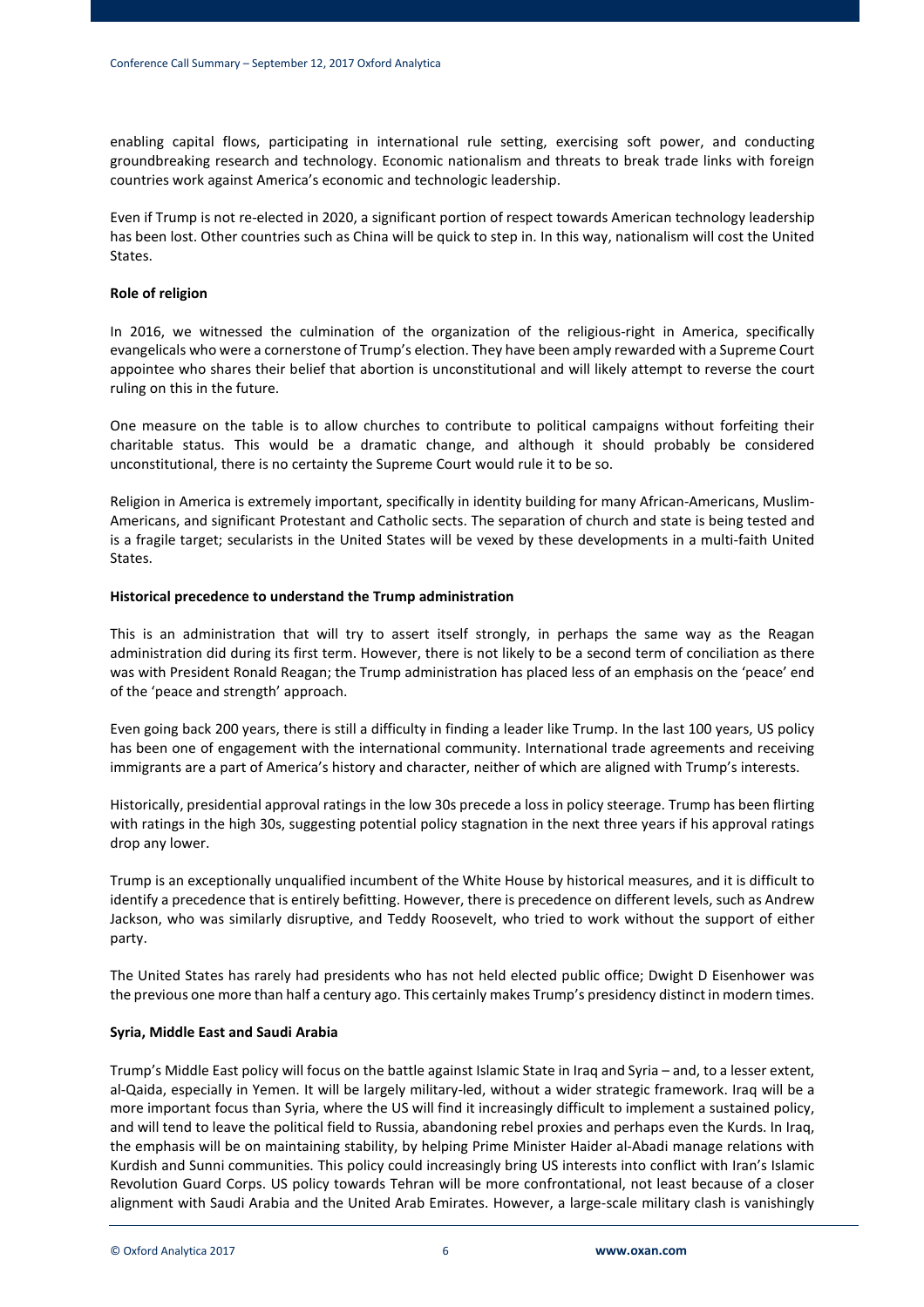enabling capital flows, participating in international rule setting, exercising soft power, and conducting groundbreaking research and technology. Economic nationalism and threats to break trade links with foreign countries work against America's economic and technologic leadership.

Even if Trump is not re-elected in 2020, a significant portion of respect towards American technology leadership has been lost. Other countries such as China will be quick to step in. In this way, nationalism will cost the United States.

**Role of religion**

In 2016, we witnessed the culmination of the organization of the religious-right in America, specifically evangelicals who were a cornerstone of Trump's election. They have been amply rewarded with a Supreme Court appointee who shares their belief that abortion is unconstitutional and will likely attempt to reverse the court ruling on this in the future.

One measure on the table is to allow churches to contribute to political campaigns without forfeiting their charitable status. This would be a dramatic change, and although it should probably be considered unconstitutional, there is no certainty the Supreme Court would rule it to be so.

Religion in America is extremely important, specifically in identity building for many African-Americans, Muslim-Americans, and significant Protestant and Catholic sects. The separation of church and state is being tested and is a fragile target; secularists in the United States will be vexed by these developments in a multi-faith United States.

**Historical precedence to understand the Trump administration**

This is an administration that will try to assert itself strongly, in perhaps the same way as the Reagan administration did during its first term. However, there is not likely to be a second term of conciliation as there was with President Ronald Reagan; the Trump administration has placed less of an emphasis on the 'peace' end of the 'peace and strength' approach.

Even going back 200 years, there is still a difficulty in finding a leader like Trump. In the last 100 years, US policy has been one of engagement with the international community. International trade agreements and receiving immigrants are a part of America's history and character, neither of which are aligned with Trump's interests.

Historically, presidential approval ratings in the low 30s precede a loss in policy steerage. Trump has been flirting with ratings in the high 30s, suggesting potential policy stagnation in the next three years if his approval ratings drop any lower.

Trump is an exceptionally unqualified incumbent of the White House by historical measures, and it is difficult to identify a precedence that is entirely befitting. However, there is precedence on different levels, such as Andrew Jackson, who was similarly disruptive, and Teddy Roosevelt, who tried to work without the support of either party.

The United States has rarely had presidents who has not held elected public office; Dwight D Eisenhower was the previous one more than half a century ago. This certainly makes Trump's presidency distinct in modern times.

**Syria, Middle East and Saudi Arabia**

Trump's Middle East policy will focus on the battle against Islamic State in Iraq and Syria – and, to a lesser extent, al-Qaida, especially in Yemen. It will be largely military-led, without a wider strategic framework. Iraq will be a more important focus than Syria, where the US will find it increasingly difficult to implement a sustained policy, and will tend to leave the political field to Russia, abandoning rebel proxies and perhaps even the Kurds. In Iraq, the emphasis will be on maintaining stability, by helping Prime Minister Haider al-Abadi manage relations with Kurdish and Sunni communities. This policy could increasingly bring US interests into conflict with Iran's Islamic Revolution Guard Corps. US policy towards Tehran will be more confrontational, not least because of a closer alignment with Saudi Arabia and the United Arab Emirates. However, a large-scale military clash is vanishingly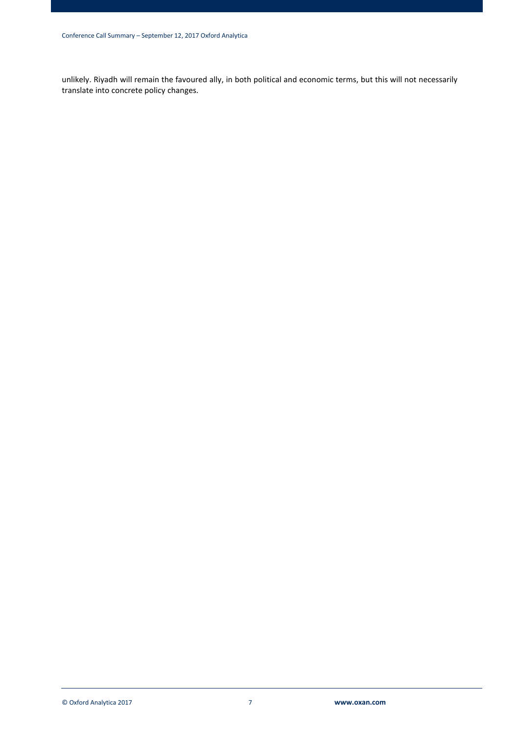unlikely. Riyadh will remain the favoured ally, in both political and economic terms, but this will not necessarily translate into concrete policy changes.